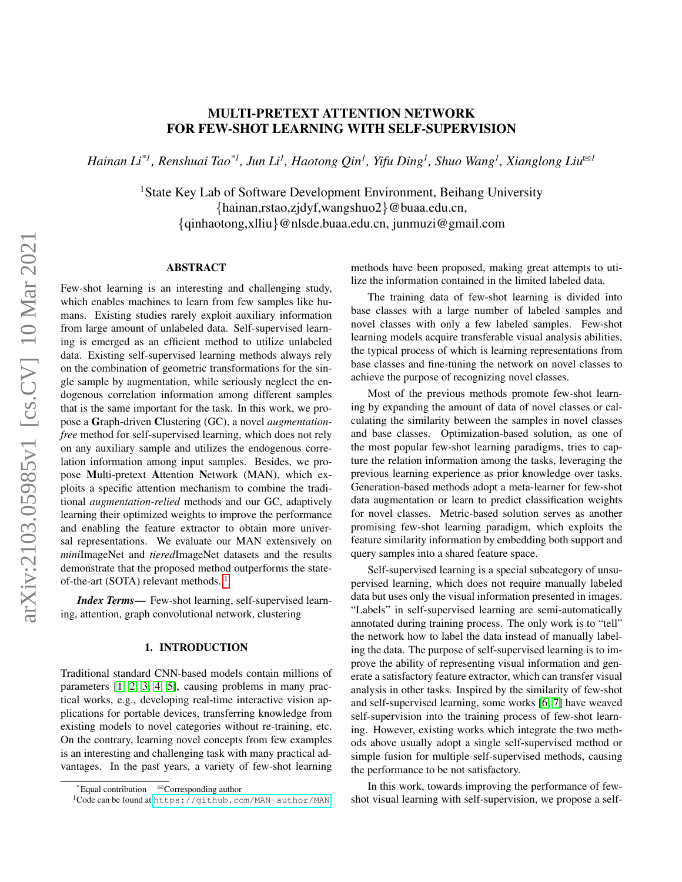# MULTI-PRETEXT ATTENTION NETWORK FOR FEW-SHOT LEARNING WITH SELF-SUPERVISION

*Hainan Li*[*1], *Renshuai Tao*[*1], *Jun Li*[1], *Haotong Qin*[1], *Yifu Ding*[1], *Shuo Wang*[1], *Xianglong Liu*[✉1]

[1]State Key Lab of Software Development Environment, Beihang University
{hainan,rstao,zjdyf,wangshuo2}@buaa.edu.cn,
{qinhaotong,xlliu}@nlsde.buaa.edu.cn, junmuzi@gmail.com

## ABSTRACT

Few-shot learning is an interesting and challenging study, which enables machines to learn from few samples like humans. Existing studies rarely exploit auxiliary information from large amount of unlabeled data. Self-supervised learning is emerged as an efficient method to utilize unlabeled data. Existing self-supervised learning methods always rely on the combination of geometric transformations for the single sample by augmentation, while seriously neglect the endogenous correlation information among different samples that is the same important for the task. In this work, we propose a **G**raph-driven **C**lustering (GC), a novel *augmentation-free* method for self-supervised learning, which does not rely on any auxiliary sample and utilizes the endogenous correlation information among input samples. Besides, we propose **M**ulti-pretext **A**ttention **N**etwork (MAN), which exploits a specific attention mechanism to combine the traditional *augmentation-relied* methods and our GC, adaptively learning their optimized weights to improve the performance and enabling the feature extractor to obtain more universal representations. We evaluate our MAN extensively on *mini*ImageNet and *tiered*ImageNet datasets and the results demonstrate that the proposed method outperforms the state-of-the-art (SOTA) relevant methods.[1]

***Index Terms***— Few-shot learning, self-supervised learning, attention, graph convolutional network, clustering

## 1. INTRODUCTION

Traditional standard CNN-based models contain millions of parameters [1, 2, 3, 4, 5], causing problems in many practical works, e.g., developing real-time interactive vision applications for portable devices, transferring knowledge from existing models to novel categories without re-training, etc. On the contrary, learning novel concepts from few examples is an interesting and challenging task with many practical advantages. In the past years, a variety of few-shot learning methods have been proposed, making great attempts to utilize the information contained in the limited labeled data.

The training data of few-shot learning is divided into base classes with a large number of labeled samples and novel classes with only a few labeled samples. Few-shot learning models acquire transferable visual analysis abilities, the typical process of which is learning representations from base classes and fine-tuning the network on novel classes to achieve the purpose of recognizing novel classes.

Most of the previous methods promote few-shot learning by expanding the amount of data of novel classes or calculating the similarity between the samples in novel classes and base classes. Optimization-based solution, as one of the most popular few-shot learning paradigms, tries to capture the relation information among the tasks, leveraging the previous learning experience as prior knowledge over tasks. Generation-based methods adopt a meta-learner for few-shot data augmentation or learn to predict classification weights for novel classes. Metric-based solution serves as another promising few-shot learning paradigm, which exploits the feature similarity information by embedding both support and query samples into a shared feature space.

Self-supervised learning is a special subcategory of unsupervised learning, which does not require manually labeled data but uses only the visual information presented in images. "Labels" in self-supervised learning are semi-automatically annotated during training process. The only work is to "tell" the network how to label the data instead of manually labeling the data. The purpose of self-supervised learning is to improve the ability of representing visual information and generate a satisfactory feature extractor, which can transfer visual analysis in other tasks. Inspired by the similarity of few-shot and self-supervised learning, some works [6, 7] have weaved self-supervision into the training process of few-shot learning. However, existing works which integrate the two methods above usually adopt a single self-supervised method or simple fusion for multiple self-supervised methods, causing the performance to be not satisfactory.

In this work, towards improving the performance of few-shot visual learning with self-supervision, we propose a self-

---

[*]Equal contribution [✉]Corresponding author

[1]Code can be found at https://github.com/MAN-author/MAN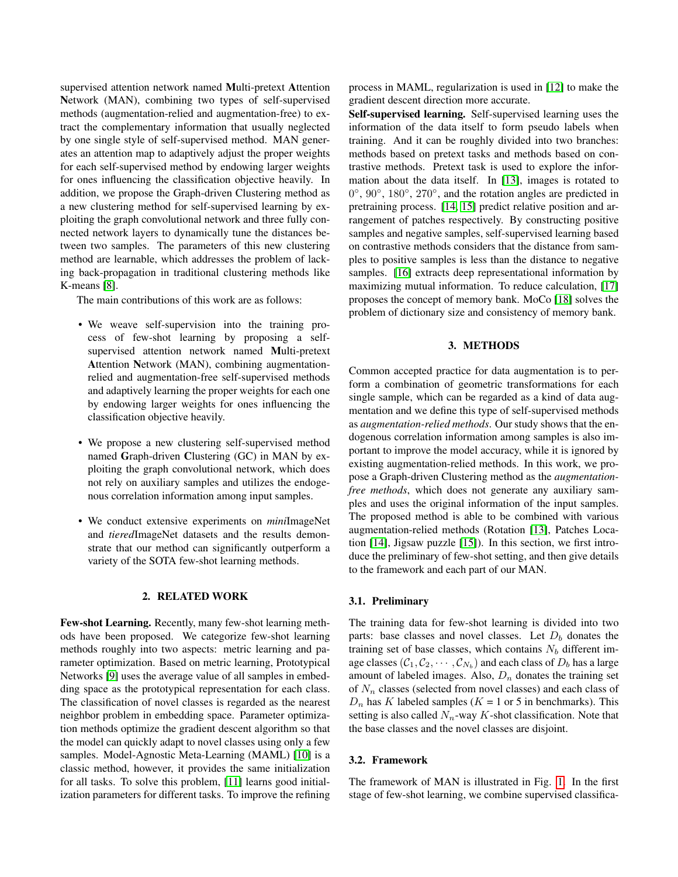supervised attention network named **M**ulti-pretext **A**ttention **N**etwork (MAN), combining two types of self-supervised methods (augmentation-relied and augmentation-free) to extract the complementary information that usually neglected by one single style of self-supervised method. MAN generates an attention map to adaptively adjust the proper weights for each self-supervised method by endowing larger weights for ones influencing the classification objective heavily. In addition, we propose the Graph-driven Clustering method as a new clustering method for self-supervised learning by exploiting the graph convolutional network and three fully connected network layers to dynamically tune the distances between two samples. The parameters of this new clustering method are learnable, which addresses the problem of lacking back-propagation in traditional clustering methods like K-means [8].

The main contributions of this work are as follows:

- We weave self-supervision into the training process of few-shot learning by proposing a self-supervised attention network named **M**ulti-pretext **A**ttention **N**etwork (MAN), combining augmentation-relied and augmentation-free self-supervised methods and adaptively learning the proper weights for each one by endowing larger weights for ones influencing the classification objective heavily.
- We propose a new clustering self-supervised method named **G**raph-driven **C**lustering (GC) in MAN by exploiting the graph convolutional network, which does not rely on auxiliary samples and utilizes the endogenous correlation information among input samples.
- We conduct extensive experiments on *mini*ImageNet and *tiered*ImageNet datasets and the results demonstrate that our method can significantly outperform a variety of the SOTA few-shot learning methods.

## 2. RELATED WORK

**Few-shot Learning.** Recently, many few-shot learning methods have been proposed. We categorize few-shot learning methods roughly into two aspects: metric learning and parameter optimization. Based on metric learning, Prototypical Networks [9] uses the average value of all samples in embedding space as the prototypical representation for each class. The classification of novel classes is regarded as the nearest neighbor problem in embedding space. Parameter optimization methods optimize the gradient descent algorithm so that the model can quickly adapt to novel classes using only a few samples. Model-Agnostic Meta-Learning (MAML) [10] is a classic method, however, it provides the same initialization for all tasks. To solve this problem, [11] learns good initialization parameters for different tasks. To improve the refining process in MAML, regularization is used in [12] to make the gradient descent direction more accurate.

**Self-supervised learning.** Self-supervised learning uses the information of the data itself to form pseudo labels when training. And it can be roughly divided into two branches: methods based on pretext tasks and methods based on contrastive methods. Pretext task is used to explore the information about the data itself. In [13], images is rotated to $0°$, $90°$, $180°$, $270°$, and the rotation angles are predicted in pretraining process. [14, 15] predict relative position and arrangement of patches respectively. By constructing positive samples and negative samples, self-supervised learning based on contrastive methods considers that the distance from samples to positive samples is less than the distance to negative samples. [16] extracts deep representational information by maximizing mutual information. To reduce calculation, [17] proposes the concept of memory bank. MoCo [18] solves the problem of dictionary size and consistency of memory bank.

## 3. METHODS

Common accepted practice for data augmentation is to perform a combination of geometric transformations for each single sample, which can be regarded as a kind of data augmentation and we define this type of self-supervised methods as *augmentation-relied methods*. Our study shows that the endogenous correlation information among samples is also important to improve the model accuracy, while it is ignored by existing augmentation-relied methods. In this work, we propose a Graph-driven Clustering method as the *augmentation-free methods*, which does not generate any auxiliary samples and uses the original information of the input samples. The proposed method is able to be combined with various augmentation-relied methods (Rotation [13], Patches Location [14], Jigsaw puzzle [15]). In this section, we first introduce the preliminary of few-shot setting, and then give details to the framework and each part of our MAN.

### 3.1. Preliminary

The training data for few-shot learning is divided into two parts: base classes and novel classes. Let $D_b$ donates the training set of base classes, which contains $N_b$ different image classes $(\mathcal{C}_1, \mathcal{C}_2, \cdots, \mathcal{C}_{N_b})$ and each class of $D_b$ has a large amount of labeled images. Also, $D_n$ donates the training set of $N_n$ classes (selected from novel classes) and each class of $D_n$ has $K$ labeled samples ($K$ = 1 or 5 in benchmarks). This setting is also called $N_n$-way $K$-shot classification. Note that the base classes and the novel classes are disjoint.

### 3.2. Framework

The framework of MAN is illustrated in Fig. 1. In the first stage of few-shot learning, we combine supervised classifica-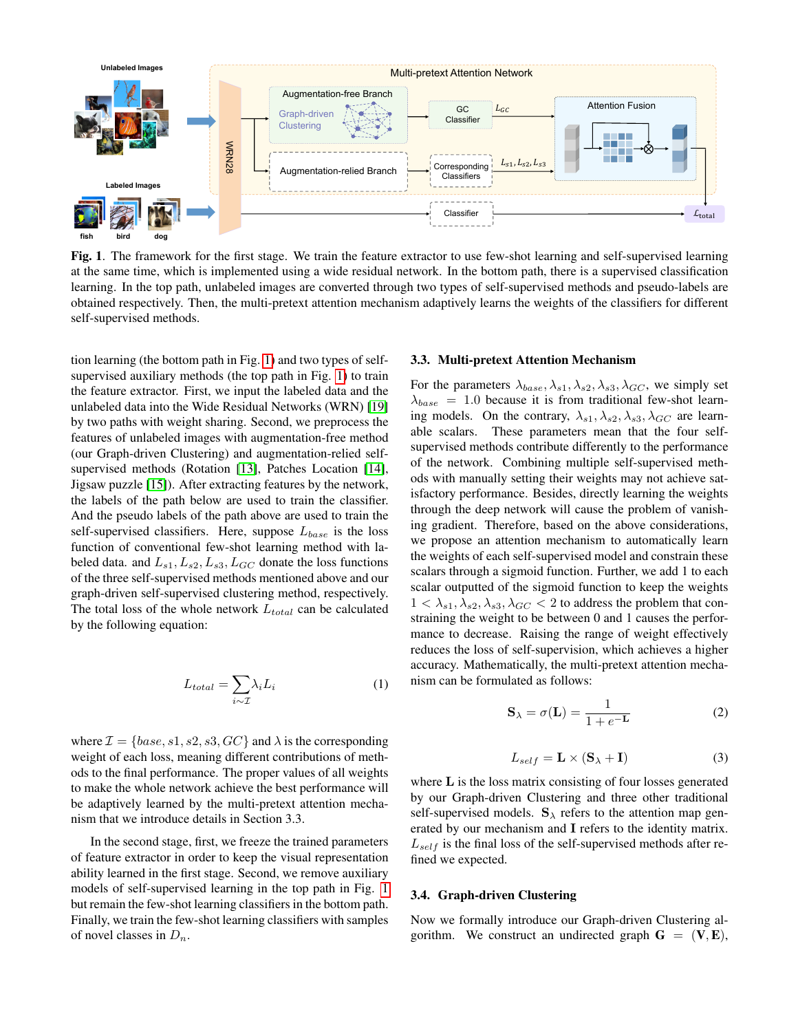**Fig. 1**. The framework for the first stage. We train the feature extractor to use few-shot learning and self-supervised learning at the same time, which is implemented using a wide residual network. In the bottom path, there is a supervised classification learning. In the top path, unlabeled images are converted through two types of self-supervised methods and pseudo-labels are obtained respectively. Then, the multi-pretext attention mechanism adaptively learns the weights of the classifiers for different self-supervised methods.

tion learning (the bottom path in Fig. 1) and two types of self-supervised auxiliary methods (the top path in Fig. 1) to train the feature extractor. First, we input the labeled data and the unlabeled data into the Wide Residual Networks (WRN) [19] by two paths with weight sharing. Second, we preprocess the features of unlabeled images with augmentation-free method (our Graph-driven Clustering) and augmentation-relied self-supervised methods (Rotation [13], Patches Location [14], Jigsaw puzzle [15]). After extracting features by the network, the labels of the path below are used to train the classifier. And the pseudo labels of the path above are used to train the self-supervised classifiers. Here, suppose $L_{base}$ is the loss function of conventional few-shot learning method with labeled data. and $L_{s1}, L_{s2}, L_{s3}, L_{GC}$ donate the loss functions of the three self-supervised methods mentioned above and our graph-driven self-supervised clustering method, respectively. The total loss of the whole network $L_{total}$ can be calculated by the following equation:

$$L_{total} = \sum_{i \sim \mathcal{I}} \lambda_i L_i \tag{1}$$

where $\mathcal{I} = \{base, s1, s2, s3, GC\}$ and $\lambda$ is the corresponding weight of each loss, meaning different contributions of methods to the final performance. The proper values of all weights to make the whole network achieve the best performance will be adaptively learned by the multi-pretext attention mechanism that we introduce details in Section 3.3.

In the second stage, first, we freeze the trained parameters of feature extractor in order to keep the visual representation ability learned in the first stage. Second, we remove auxiliary models of self-supervised learning in the top path in Fig. 1 but remain the few-shot learning classifiers in the bottom path. Finally, we train the few-shot learning classifiers with samples of novel classes in $D_n$.

### 3.3. Multi-pretext Attention Mechanism

For the parameters $\lambda_{base}, \lambda_{s1}, \lambda_{s2}, \lambda_{s3}, \lambda_{GC}$, we simply set $\lambda_{base} = 1.0$ because it is from traditional few-shot learning models. On the contrary, $\lambda_{s1}, \lambda_{s2}, \lambda_{s3}, \lambda_{GC}$ are learnable scalars. These parameters mean that the four self-supervised methods contribute differently to the performance of the network. Combining multiple self-supervised methods with manually setting their weights may not achieve satisfactory performance. Besides, directly learning the weights through the deep network will cause the problem of vanishing gradient. Therefore, based on the above considerations, we propose an attention mechanism to automatically learn the weights of each self-supervised model and constrain these scalars through a sigmoid function. Further, we add 1 to each scalar outputted of the sigmoid function to keep the weights $1 < \lambda_{s1}, \lambda_{s2}, \lambda_{s3}, \lambda_{GC} < 2$ to address the problem that constraining the weight to be between 0 and 1 causes the performance to decrease. Raising the range of weight effectively reduces the loss of self-supervision, which achieves a higher accuracy. Mathematically, the multi-pretext attention mechanism can be formulated as follows:

$$\mathbf{S}_\lambda = \sigma(\mathbf{L}) = \frac{1}{1 + e^{-\mathbf{L}}} \tag{2}$$

$$L_{self} = \mathbf{L} \times (\mathbf{S}_\lambda + \mathbf{I}) \tag{3}$$

where $\mathbf{L}$ is the loss matrix consisting of four losses generated by our Graph-driven Clustering and three other traditional self-supervised models. $\mathbf{S}_\lambda$ refers to the attention map generated by our mechanism and $\mathbf{I}$ refers to the identity matrix. $L_{self}$ is the final loss of the self-supervised methods after refined we expected.

### 3.4. Graph-driven Clustering

Now we formally introduce our Graph-driven Clustering algorithm. We construct an undirected graph $\mathbf{G} = (\mathbf{V}, \mathbf{E})$,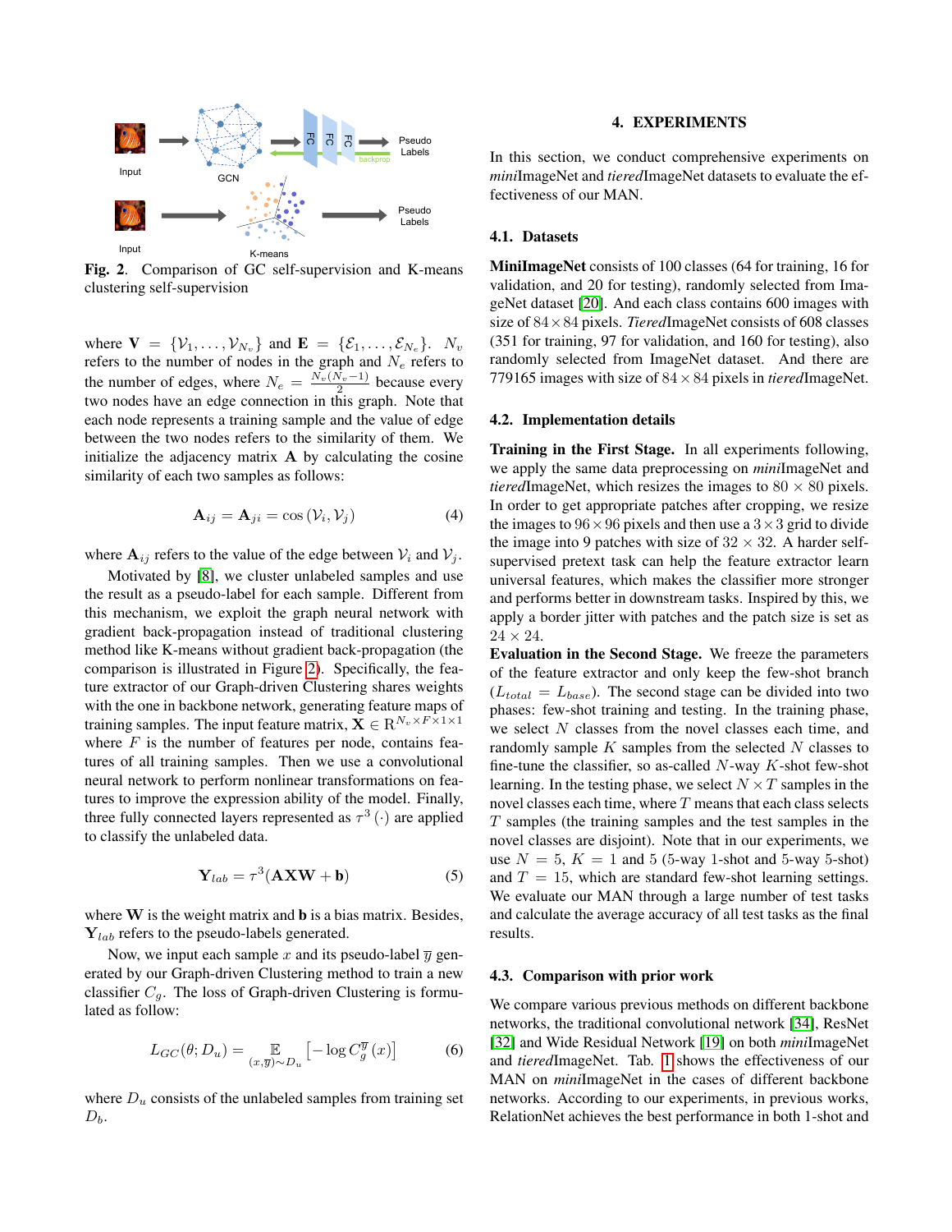Fig. 2. Comparison of GC self-supervision and K-means clustering self-supervision

where $\mathbf{V} = \{\mathcal{V}_1, \ldots, \mathcal{V}_{N_v}\}$ and $\mathbf{E} = \{\mathcal{E}_1, \ldots, \mathcal{E}_{N_e}\}$. $N_v$ refers to the number of nodes in the graph and $N_e$ refers to the number of edges, where $N_e = \frac{N_v(N_v-1)}{2}$ because every two nodes have an edge connection in this graph. Note that each node represents a training sample and the value of edge between the two nodes refers to the similarity of them. We initialize the adjacency matrix $\mathbf{A}$ by calculating the cosine similarity of each two samples as follows:

$$\mathbf{A}_{ij} = \mathbf{A}_{ji} = \cos\left(\mathcal{V}_i, \mathcal{V}_j\right) \tag{4}$$

where $\mathbf{A}_{ij}$ refers to the value of the edge between $\mathcal{V}_i$ and $\mathcal{V}_j$.

Motivated by [8], we cluster unlabeled samples and use the result as a pseudo-label for each sample. Different from this mechanism, we exploit the graph neural network with gradient back-propagation instead of traditional clustering method like K-means without gradient back-propagation (the comparison is illustrated in Figure 2). Specifically, the feature extractor of our Graph-driven Clustering shares weights with the one in backbone network, generating feature maps of training samples. The input feature matrix, $\mathbf{X} \in \mathrm{R}^{N_v \times F \times 1 \times 1}$ where $F$ is the number of features per node, contains features of all training samples. Then we use a convolutional neural network to perform nonlinear transformations on features to improve the expression ability of the model. Finally, three fully connected layers represented as $\tau^3(\cdot)$ are applied to classify the unlabeled data.

$$\mathbf{Y}_{lab} = \tau^3(\mathbf{AXW} + \mathbf{b}) \tag{5}$$

where $\mathbf{W}$ is the weight matrix and $\mathbf{b}$ is a bias matrix. Besides, $\mathbf{Y}_{lab}$ refers to the pseudo-labels generated.

Now, we input each sample $x$ and its pseudo-label $\overline{y}$ generated by our Graph-driven Clustering method to train a new classifier $C_g$. The loss of Graph-driven Clustering is formulated as follow:

$$L_{GC}(\theta; D_u) = \mathop{\mathbb{E}}_{(x,\overline{y})\sim D_u}\left[-\log C_g^{\overline{y}}(x)\right] \tag{6}$$

where $D_u$ consists of the unlabeled samples from training set $D_b$.

## 4. EXPERIMENTS

In this section, we conduct comprehensive experiments on *mini*ImageNet and *tiered*ImageNet datasets to evaluate the effectiveness of our MAN.

### 4.1. Datasets

**MiniImageNet** consists of 100 classes (64 for training, 16 for validation, and 20 for testing), randomly selected from ImageNet dataset [20]. And each class contains 600 images with size of $84 \times 84$ pixels. *Tiered*ImageNet consists of 608 classes (351 for training, 97 for validation, and 160 for testing), also randomly selected from ImageNet dataset. And there are 779165 images with size of $84 \times 84$ pixels in *tiered*ImageNet.

### 4.2. Implementation details

**Training in the First Stage.** In all experiments following, we apply the same data preprocessing on *mini*ImageNet and *tiered*ImageNet, which resizes the images to $80 \times 80$ pixels. In order to get appropriate patches after cropping, we resize the images to $96 \times 96$ pixels and then use a $3 \times 3$ grid to divide the image into 9 patches with size of $32 \times 32$. A harder self-supervised pretext task can help the feature extractor learn universal features, which makes the classifier more stronger and performs better in downstream tasks. Inspired by this, we apply a border jitter with patches and the patch size is set as $24 \times 24$.

**Evaluation in the Second Stage.** We freeze the parameters of the feature extractor and only keep the few-shot branch ($L_{total} = L_{base}$). The second stage can be divided into two phases: few-shot training and testing. In the training phase, we select $N$ classes from the novel classes each time, and randomly sample $K$ samples from the selected $N$ classes to fine-tune the classifier, so as-called $N$-way $K$-shot few-shot learning. In the testing phase, we select $N \times T$ samples in the novel classes each time, where $T$ means that each class selects $T$ samples (the training samples and the test samples in the novel classes are disjoint). Note that in our experiments, we use $N = 5$, $K = 1$ and 5 (5-way 1-shot and 5-way 5-shot) and $T = 15$, which are standard few-shot learning settings. We evaluate our MAN through a large number of test tasks and calculate the average accuracy of all test tasks as the final results.

### 4.3. Comparison with prior work

We compare various previous methods on different backbone networks, the traditional convolutional network [34], ResNet [32] and Wide Residual Network [19] on both *mini*ImageNet and *tiered*ImageNet. Tab. 1 shows the effectiveness of our MAN on *mini*ImageNet in the cases of different backbone networks. According to our experiments, in previous works, RelationNet achieves the best performance in both 1-shot and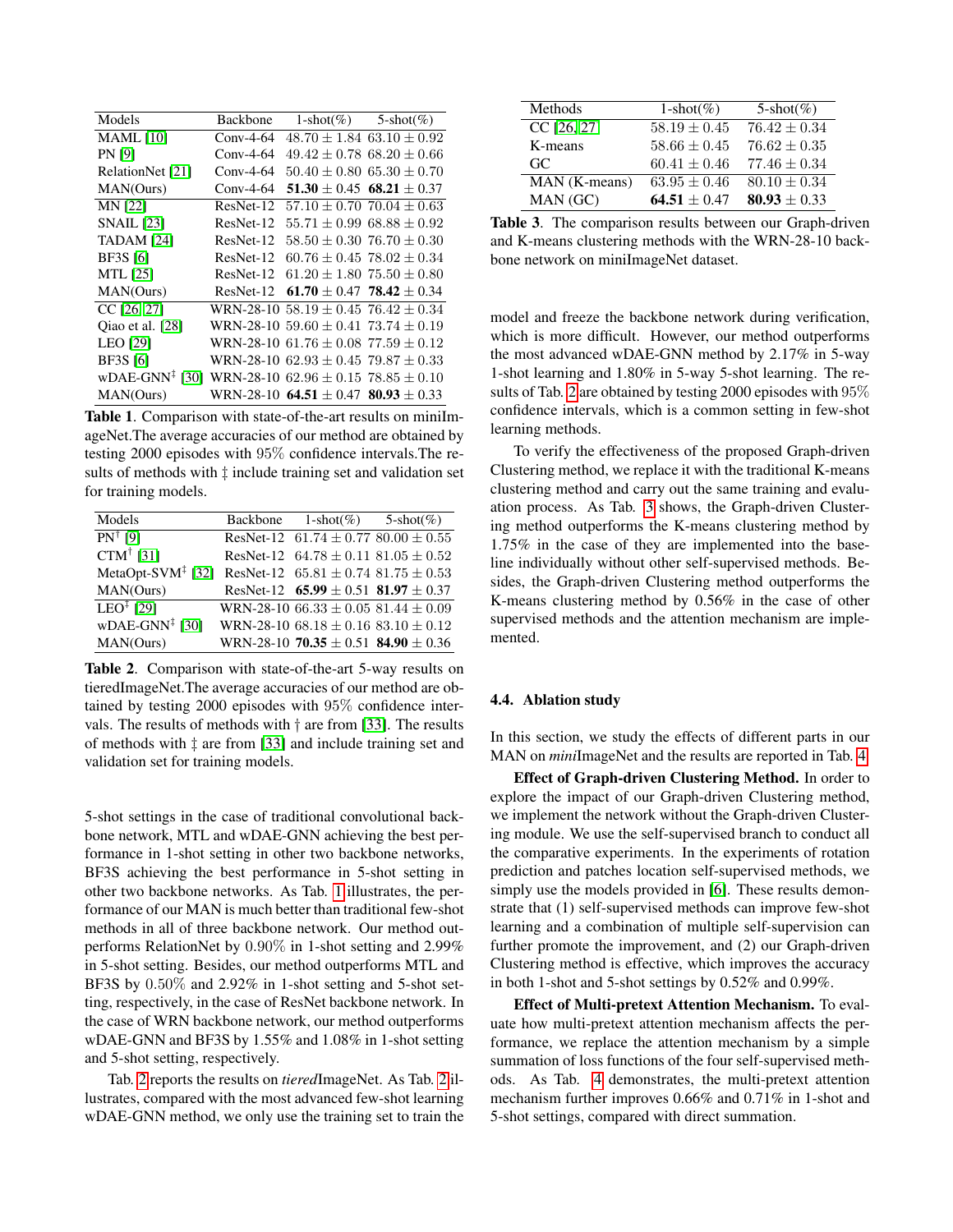| Models | Backbone | 1-shot(%) | 5-shot(%) |
|---|---|---|---|
| MAML [10] | Conv-4-64 | $48.70 \pm 1.84$ | $63.10 \pm 0.92$ |
| PN [9] | Conv-4-64 | $49.42 \pm 0.78$ | $68.20 \pm 0.66$ |
| RelationNet [21] | Conv-4-64 | $50.40 \pm 0.80$ | $65.30 \pm 0.70$ |
| MAN(Ours) | Conv-4-64 | **51.30** $\pm 0.45$ | **68.21** $\pm 0.37$ |
| MN [22] | ResNet-12 | $57.10 \pm 0.70$ | $70.04 \pm 0.63$ |
| SNAIL [23] | ResNet-12 | $55.71 \pm 0.99$ | $68.88 \pm 0.92$ |
| TADAM [24] | ResNet-12 | $58.50 \pm 0.30$ | $76.70 \pm 0.30$ |
| BF3S [6] | ResNet-12 | $60.76 \pm 0.45$ | $78.02 \pm 0.34$ |
| MTL [25] | ResNet-12 | $61.20 \pm 1.80$ | $75.50 \pm 0.80$ |
| MAN(Ours) | ResNet-12 | **61.70** $\pm 0.47$ | **78.42** $\pm 0.34$ |
| CC [26, 27] | WRN-28-10 | $58.19 \pm 0.45$ | $76.42 \pm 0.34$ |
| Qiao et al. [28] | WRN-28-10 | $59.60 \pm 0.41$ | $73.74 \pm 0.19$ |
| LEO [29] | WRN-28-10 | $61.76 \pm 0.08$ | $77.59 \pm 0.12$ |
| BF3S [6] | WRN-28-10 | $62.93 \pm 0.45$ | $79.87 \pm 0.33$ |
| wDAE-GNN‡ [30] | WRN-28-10 | $62.96 \pm 0.15$ | $78.85 \pm 0.10$ |
| MAN(Ours) | WRN-28-10 | **64.51** $\pm 0.47$ | **80.93** $\pm 0.33$ |

**Table 1**. Comparison with state-of-the-art results on miniImageNet.The average accuracies of our method are obtained by testing 2000 episodes with 95% confidence intervals.The results of methods with ‡ include training set and validation set for training models.

| Models | Backbone | 1-shot(%) | 5-shot(%) |
|---|---|---|---|
| PN† [9] | ResNet-12 | $61.74 \pm 0.77$ | $80.00 \pm 0.55$ |
| CTM† [31] | ResNet-12 | $64.78 \pm 0.11$ | $81.05 \pm 0.52$ |
| MetaOpt-SVM‡ [32] | ResNet-12 | $65.81 \pm 0.74$ | $81.75 \pm 0.53$ |
| MAN(Ours) | ResNet-12 | **65.99** $\pm 0.51$ | **81.97** $\pm 0.37$ |
| LEO‡ [29] | WRN-28-10 | $66.33 \pm 0.05$ | $81.44 \pm 0.09$ |
| wDAE-GNN‡ [30] | WRN-28-10 | $68.18 \pm 0.16$ | $83.10 \pm 0.12$ |
| MAN(Ours) | WRN-28-10 | **70.35** $\pm 0.51$ | **84.90** $\pm 0.36$ |

**Table 2**. Comparison with state-of-the-art 5-way results on tieredImageNet.The average accuracies of our method are obtained by testing 2000 episodes with 95% confidence intervals. The results of methods with † are from [33]. The results of methods with ‡ are from [33] and include training set and validation set for training models.

5-shot settings in the case of traditional convolutional backbone network, MTL and wDAE-GNN achieving the best performance in 1-shot setting in other two backbone networks, BF3S achieving the best performance in 5-shot setting in other two backbone networks. As Tab. 1 illustrates, the performance of our MAN is much better than traditional few-shot methods in all of three backbone network. Our method outperforms RelationNet by 0.90% in 1-shot setting and 2.99% in 5-shot setting. Besides, our method outperforms MTL and BF3S by 0.50% and 2.92% in 1-shot setting and 5-shot setting, respectively, in the case of ResNet backbone network. In the case of WRN backbone network, our method outperforms wDAE-GNN and BF3S by 1.55% and 1.08% in 1-shot setting and 5-shot setting, respectively.

Tab. 2 reports the results on *tiered*ImageNet. As Tab. 2 illustrates, compared with the most advanced few-shot learning wDAE-GNN method, we only use the training set to train the model and freeze the backbone network during verification, which is more difficult. However, our method outperforms the most advanced wDAE-GNN method by 2.17% in 5-way 1-shot learning and 1.80% in 5-way 5-shot learning. The results of Tab. 2 are obtained by testing 2000 episodes with 95% confidence intervals, which is a common setting in few-shot learning methods.

| Methods | 1-shot(%) | 5-shot(%) |
|---|---|---|
| CC [26, 27] | $58.19 \pm 0.45$ | $76.42 \pm 0.34$ |
| K-means | $58.66 \pm 0.45$ | $76.62 \pm 0.35$ |
| GC | $60.41 \pm 0.46$ | $77.46 \pm 0.34$ |
| MAN (K-means) | $63.95 \pm 0.46$ | $80.10 \pm 0.34$ |
| MAN (GC) | **64.51** $\pm 0.47$ | **80.93** $\pm 0.33$ |

**Table 3**. The comparison results between our Graph-driven and K-means clustering methods with the WRN-28-10 backbone network on miniImageNet dataset.

To verify the effectiveness of the proposed Graph-driven Clustering method, we replace it with the traditional K-means clustering method and carry out the same training and evaluation process. As Tab. 3 shows, the Graph-driven Clustering method outperforms the K-means clustering method by 1.75% in the case of they are implemented into the baseline individually without other self-supervised methods. Besides, the Graph-driven Clustering method outperforms the K-means clustering method by 0.56% in the case of other supervised methods and the attention mechanism are implemented.

### 4.4. Ablation study

In this section, we study the effects of different parts in our MAN on *mini*ImageNet and the results are reported in Tab. 4.

**Effect of Graph-driven Clustering Method.** In order to explore the impact of our Graph-driven Clustering method, we implement the network without the Graph-driven Clustering module. We use the self-supervised branch to conduct all the comparative experiments. In the experiments of rotation prediction and patches location self-supervised methods, we simply use the models provided in [6]. These results demonstrate that (1) self-supervised methods can improve few-shot learning and a combination of multiple self-supervision can further promote the improvement, and (2) our Graph-driven Clustering method is effective, which improves the accuracy in both 1-shot and 5-shot settings by 0.52% and 0.99%.

**Effect of Multi-pretext Attention Mechanism.** To evaluate how multi-pretext attention mechanism affects the performance, we replace the attention mechanism by a simple summation of loss functions of the four self-supervised methods. As Tab. 4 demonstrates, the multi-pretext attention mechanism further improves 0.66% and 0.71% in 1-shot and 5-shot settings, compared with direct summation.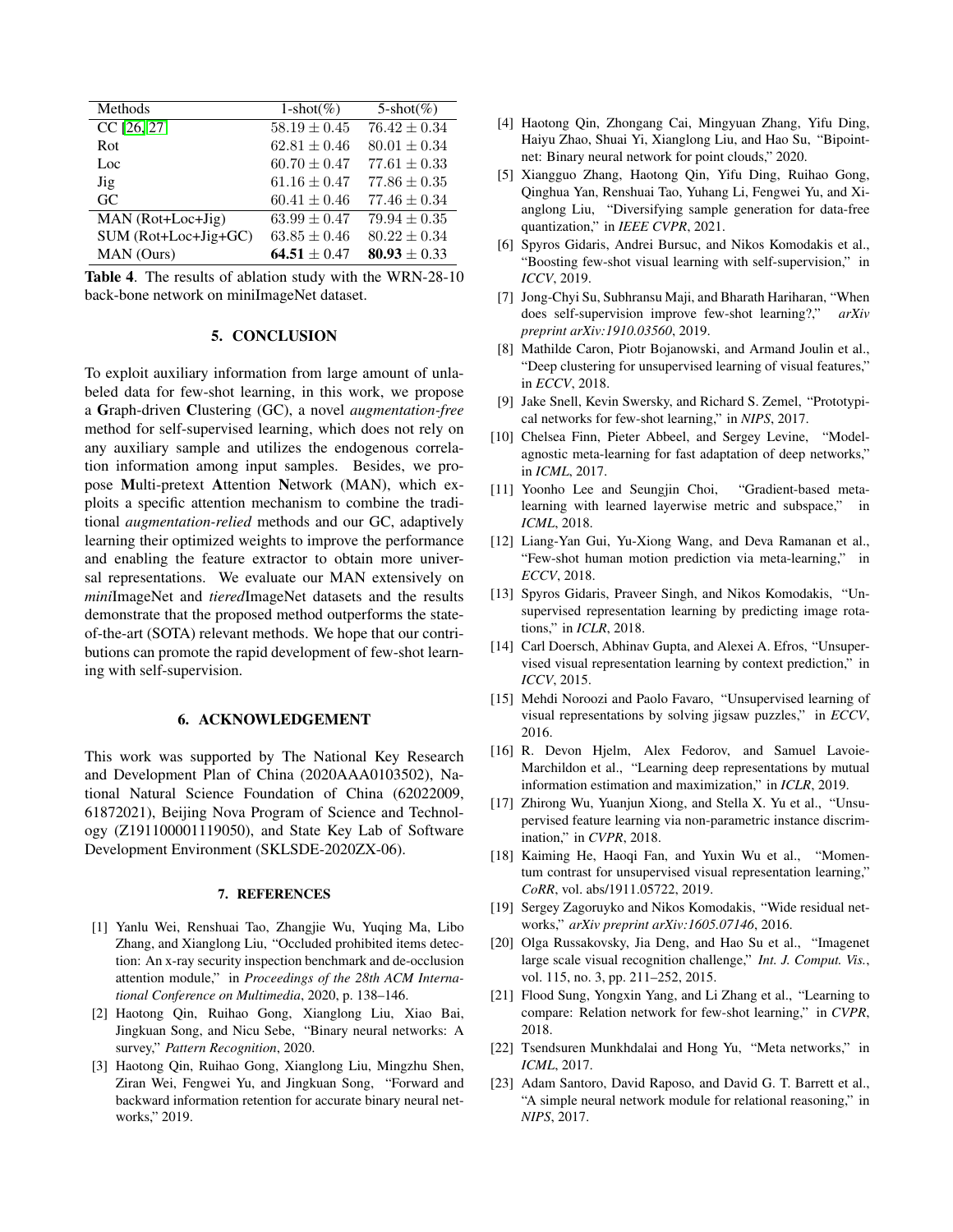| Methods | 1-shot(%) | 5-shot(%) |
| --- | --- | --- |
| CC [26, 27] | $58.19 \pm 0.45$ | $76.42 \pm 0.34$ |
| Rot | $62.81 \pm 0.46$ | $80.01 \pm 0.34$ |
| Loc | $60.70 \pm 0.47$ | $77.61 \pm 0.33$ |
| Jig | $61.16 \pm 0.47$ | $77.86 \pm 0.35$ |
| GC | $60.41 \pm 0.46$ | $77.46 \pm 0.34$ |
| MAN (Rot+Loc+Jig) | $63.99 \pm 0.47$ | $79.94 \pm 0.35$ |
| SUM (Rot+Loc+Jig+GC) | $63.85 \pm 0.46$ | $80.22 \pm 0.34$ |
| MAN (Ours) | $\mathbf{64.51} \pm 0.47$ | $\mathbf{80.93} \pm 0.33$ |

**Table 4**. The results of ablation study with the WRN-28-10 back-bone network on miniImageNet dataset.

## 5. CONCLUSION

To exploit auxiliary information from large amount of unlabeled data for few-shot learning, in this work, we propose a **G**raph-driven **C**lustering (GC), a novel *augmentation-free* method for self-supervised learning, which does not rely on any auxiliary sample and utilizes the endogenous correlation information among input samples. Besides, we propose **M**ulti-pretext **A**ttention **N**etwork (MAN), which exploits a specific attention mechanism to combine the traditional *augmentation-relied* methods and our GC, adaptively learning their optimized weights to improve the performance and enabling the feature extractor to obtain more universal representations. We evaluate our MAN extensively on *mini*ImageNet and *tiered*ImageNet datasets and the results demonstrate that the proposed method outperforms the state-of-the-art (SOTA) relevant methods. We hope that our contributions can promote the rapid development of few-shot learning with self-supervision.

## 6. ACKNOWLEDGEMENT

This work was supported by The National Key Research and Development Plan of China (2020AAA0103502), National Natural Science Foundation of China (62022009, 61872021), Beijing Nova Program of Science and Technology (Z191100001119050), and State Key Lab of Software Development Environment (SKLSDE-2020ZX-06).

## 7. REFERENCES

[1] Yanlu Wei, Renshuai Tao, Zhangjie Wu, Yuqing Ma, Libo Zhang, and Xianglong Liu, "Occluded prohibited items detection: An x-ray security inspection benchmark and de-occlusion attention module," in *Proceedings of the 28th ACM International Conference on Multimedia*, 2020, p. 138–146.

[2] Haotong Qin, Ruihao Gong, Xianglong Liu, Xiao Bai, Jingkuan Song, and Nicu Sebe, "Binary neural networks: A survey," *Pattern Recognition*, 2020.

[3] Haotong Qin, Ruihao Gong, Xianglong Liu, Mingzhu Shen, Ziran Wei, Fengwei Yu, and Jingkuan Song, "Forward and backward information retention for accurate binary neural networks," 2019.

[4] Haotong Qin, Zhongang Cai, Mingyuan Zhang, Yifu Ding, Haiyu Zhao, Shuai Yi, Xianglong Liu, and Hao Su, "Bipointnet: Binary neural network for point clouds," 2020.

[5] Xiangguo Zhang, Haotong Qin, Yifu Ding, Ruihao Gong, Qinghua Yan, Renshuai Tao, Yuhang Li, Fengwei Yu, and Xianglong Liu, "Diversifying sample generation for data-free quantization," in *IEEE CVPR*, 2021.

[6] Spyros Gidaris, Andrei Bursuc, and Nikos Komodakis et al., "Boosting few-shot visual learning with self-supervision," in *ICCV*, 2019.

[7] Jong-Chyi Su, Subhransu Maji, and Bharath Hariharan, "When does self-supervision improve few-shot learning?," *arXiv preprint arXiv:1910.03560*, 2019.

[8] Mathilde Caron, Piotr Bojanowski, and Armand Joulin et al., "Deep clustering for unsupervised learning of visual features," in *ECCV*, 2018.

[9] Jake Snell, Kevin Swersky, and Richard S. Zemel, "Prototypical networks for few-shot learning," in *NIPS*, 2017.

[10] Chelsea Finn, Pieter Abbeel, and Sergey Levine, "Model-agnostic meta-learning for fast adaptation of deep networks," in *ICML*, 2017.

[11] Yoonho Lee and Seungjin Choi, "Gradient-based meta-learning with learned layerwise metric and subspace," in *ICML*, 2018.

[12] Liang-Yan Gui, Yu-Xiong Wang, and Deva Ramanan et al., "Few-shot human motion prediction via meta-learning," in *ECCV*, 2018.

[13] Spyros Gidaris, Praveer Singh, and Nikos Komodakis, "Unsupervised representation learning by predicting image rotations," in *ICLR*, 2018.

[14] Carl Doersch, Abhinav Gupta, and Alexei A. Efros, "Unsupervised visual representation learning by context prediction," in *ICCV*, 2015.

[15] Mehdi Noroozi and Paolo Favaro, "Unsupervised learning of visual representations by solving jigsaw puzzles," in *ECCV*, 2016.

[16] R. Devon Hjelm, Alex Fedorov, and Samuel Lavoie-Marchildon et al., "Learning deep representations by mutual information estimation and maximization," in *ICLR*, 2019.

[17] Zhirong Wu, Yuanjun Xiong, and Stella X. Yu et al., "Unsupervised feature learning via non-parametric instance discrimination," in *CVPR*, 2018.

[18] Kaiming He, Haoqi Fan, and Yuxin Wu et al., "Momentum contrast for unsupervised visual representation learning," *CoRR*, vol. abs/1911.05722, 2019.

[19] Sergey Zagoruyko and Nikos Komodakis, "Wide residual networks," *arXiv preprint arXiv:1605.07146*, 2016.

[20] Olga Russakovsky, Jia Deng, and Hao Su et al., "Imagenet large scale visual recognition challenge," *Int. J. Comput. Vis.*, vol. 115, no. 3, pp. 211–252, 2015.

[21] Flood Sung, Yongxin Yang, and Li Zhang et al., "Learning to compare: Relation network for few-shot learning," in *CVPR*, 2018.

[22] Tsendsuren Munkhdalai and Hong Yu, "Meta networks," in *ICML*, 2017.

[23] Adam Santoro, David Raposo, and David G. T. Barrett et al., "A simple neural network module for relational reasoning," in *NIPS*, 2017.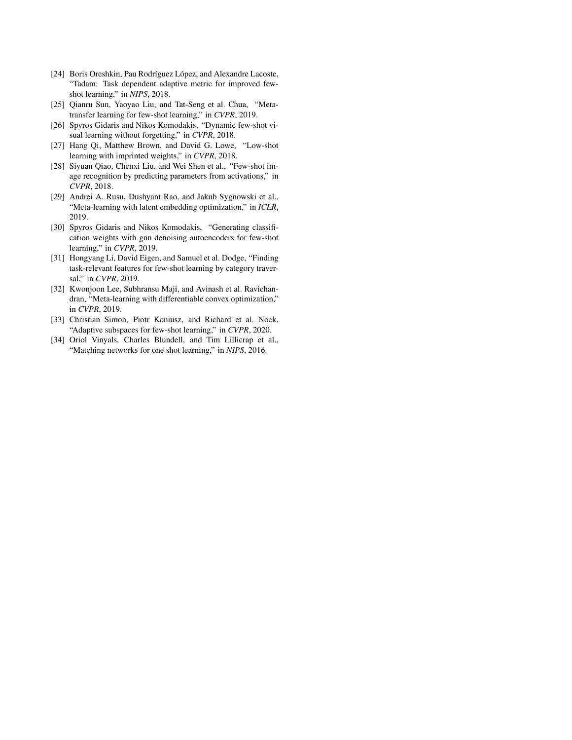[24] Boris Oreshkin, Pau Rodríguez López, and Alexandre Lacoste, "Tadam: Task dependent adaptive metric for improved few-shot learning," in *NIPS*, 2018.

[25] Qianru Sun, Yaoyao Liu, and Tat-Seng et al. Chua, "Meta-transfer learning for few-shot learning," in *CVPR*, 2019.

[26] Spyros Gidaris and Nikos Komodakis, "Dynamic few-shot visual learning without forgetting," in *CVPR*, 2018.

[27] Hang Qi, Matthew Brown, and David G. Lowe, "Low-shot learning with imprinted weights," in *CVPR*, 2018.

[28] Siyuan Qiao, Chenxi Liu, and Wei Shen et al., "Few-shot image recognition by predicting parameters from activations," in *CVPR*, 2018.

[29] Andrei A. Rusu, Dushyant Rao, and Jakub Sygnowski et al., "Meta-learning with latent embedding optimization," in *ICLR*, 2019.

[30] Spyros Gidaris and Nikos Komodakis, "Generating classification weights with gnn denoising autoencoders for few-shot learning," in *CVPR*, 2019.

[31] Hongyang Li, David Eigen, and Samuel et al. Dodge, "Finding task-relevant features for few-shot learning by category traversal," in *CVPR*, 2019.

[32] Kwonjoon Lee, Subhransu Maji, and Avinash et al. Ravichandran, "Meta-learning with differentiable convex optimization," in *CVPR*, 2019.

[33] Christian Simon, Piotr Koniusz, and Richard et al. Nock, "Adaptive subspaces for few-shot learning," in *CVPR*, 2020.

[34] Oriol Vinyals, Charles Blundell, and Tim Lillicrap et al., "Matching networks for one shot learning," in *NIPS*, 2016.